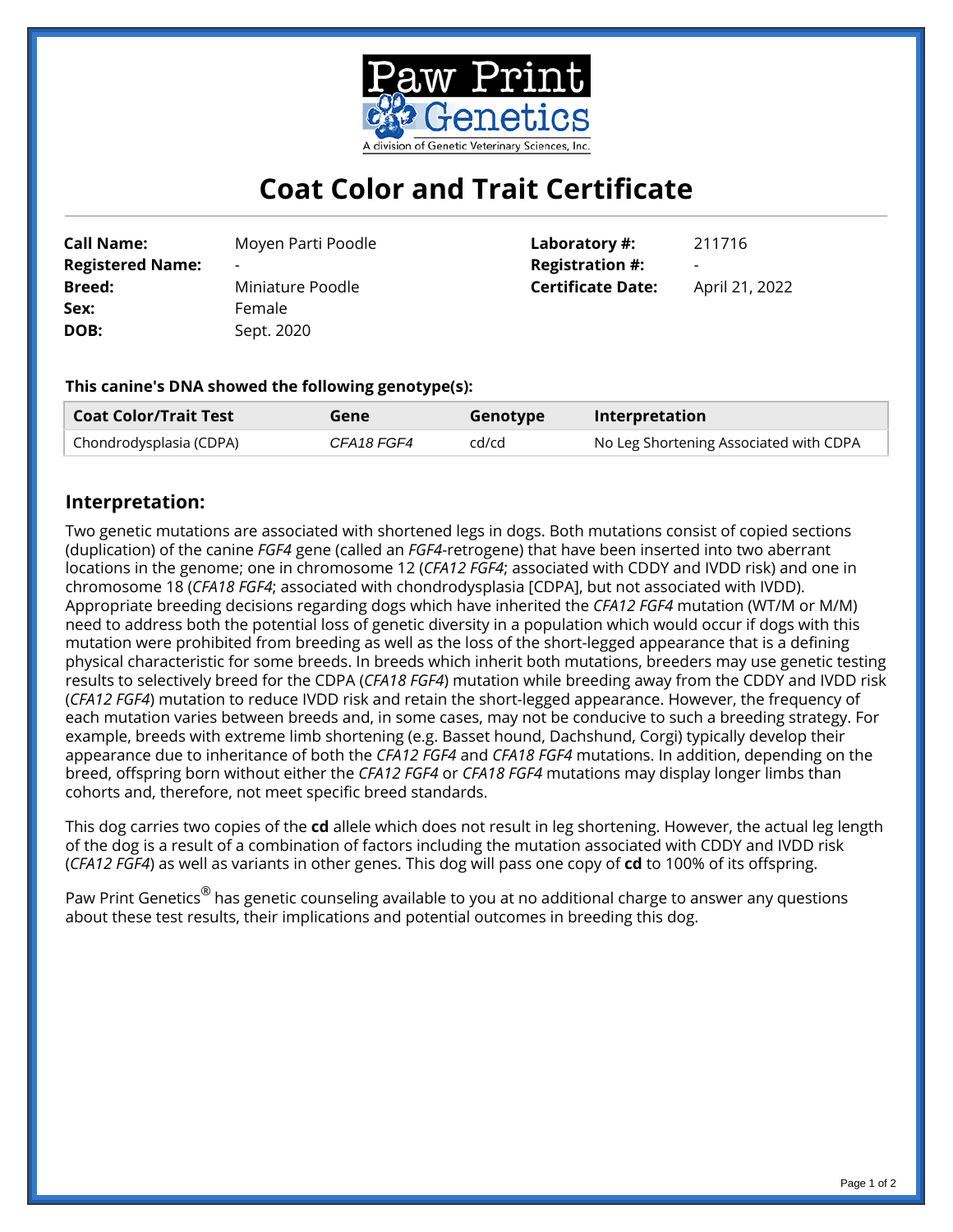Paw Print Genetics

A division of Genetic Veterinary Sciences, Inc.

# Coat Color and Trait Certificate

| | | | |
|---|---|---|---|
| **Call Name:** | Moyen Parti Poodle | **Laboratory #:** | 211716 |
| **Registered Name:** | - | **Registration #:** | - |
| **Breed:** | Miniature Poodle | **Certificate Date:** | April 21, 2022 |
| **Sex:** | Female | | |
| **DOB:** | Sept. 2020 | | |

**This canine's DNA showed the following genotype(s):**

| Coat Color/Trait Test | Gene | Genotype | Interpretation |
|---|---|---|---|
| Chondrodysplasia (CDPA) | *CFA18 FGF4* | cd/cd | No Leg Shortening Associated with CDPA |

## Interpretation:

Two genetic mutations are associated with shortened legs in dogs. Both mutations consist of copied sections (duplication) of the canine *FGF4* gene (called an *FGF4*-retrogene) that have been inserted into two aberrant locations in the genome; one in chromosome 12 (*CFA12 FGF4*; associated with CDDY and IVDD risk) and one in chromosome 18 (*CFA18 FGF4*; associated with chondrodysplasia [CDPA], but not associated with IVDD). Appropriate breeding decisions regarding dogs which have inherited the *CFA12 FGF4* mutation (WT/M or M/M) need to address both the potential loss of genetic diversity in a population which would occur if dogs with this mutation were prohibited from breeding as well as the loss of the short-legged appearance that is a defining physical characteristic for some breeds. In breeds which inherit both mutations, breeders may use genetic testing results to selectively breed for the CDPA (*CFA18 FGF4*) mutation while breeding away from the CDDY and IVDD risk (*CFA12 FGF4*) mutation to reduce IVDD risk and retain the short-legged appearance. However, the frequency of each mutation varies between breeds and, in some cases, may not be conducive to such a breeding strategy. For example, breeds with extreme limb shortening (e.g. Basset hound, Dachshund, Corgi) typically develop their appearance due to inheritance of both the *CFA12 FGF4* and *CFA18 FGF4* mutations. In addition, depending on the breed, offspring born without either the *CFA12 FGF4* or *CFA18 FGF4* mutations may display longer limbs than cohorts and, therefore, not meet specific breed standards.

This dog carries two copies of the **cd** allele which does not result in leg shortening. However, the actual leg length of the dog is a result of a combination of factors including the mutation associated with CDDY and IVDD risk (*CFA12 FGF4*) as well as variants in other genes. This dog will pass one copy of **cd** to 100% of its offspring.

Paw Print Genetics® has genetic counseling available to you at no additional charge to answer any questions about these test results, their implications and potential outcomes in breeding this dog.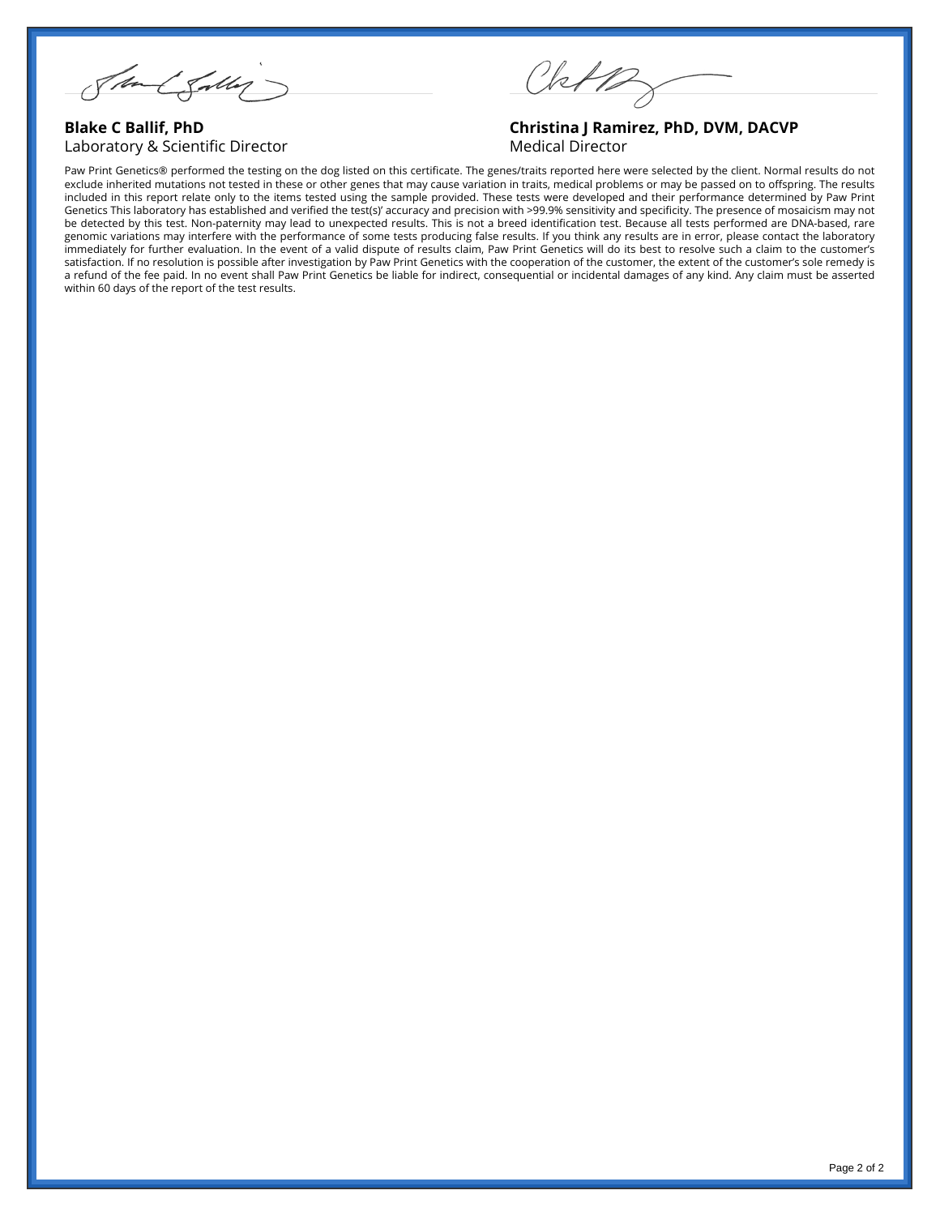**Blake C Ballif, PhD**
Laboratory & Scientific Director

**Christina J Ramirez, PhD, DVM, DACVP**
Medical Director

Paw Print Genetics® performed the testing on the dog listed on this certificate. The genes/traits reported here were selected by the client. Normal results do not exclude inherited mutations not tested in these or other genes that may cause variation in traits, medical problems or may be passed on to offspring. The results included in this report relate only to the items tested using the sample provided. These tests were developed and their performance determined by Paw Print Genetics This laboratory has established and verified the test(s)' accuracy and precision with >99.9% sensitivity and specificity. The presence of mosaicism may not be detected by this test. Non-paternity may lead to unexpected results. This is not a breed identification test. Because all tests performed are DNA-based, rare genomic variations may interfere with the performance of some tests producing false results. If you think any results are in error, please contact the laboratory immediately for further evaluation. In the event of a valid dispute of results claim, Paw Print Genetics will do its best to resolve such a claim to the customer's satisfaction. If no resolution is possible after investigation by Paw Print Genetics with the cooperation of the customer, the extent of the customer's sole remedy is a refund of the fee paid. In no event shall Paw Print Genetics be liable for indirect, consequential or incidental damages of any kind. Any claim must be asserted within 60 days of the report of the test results.